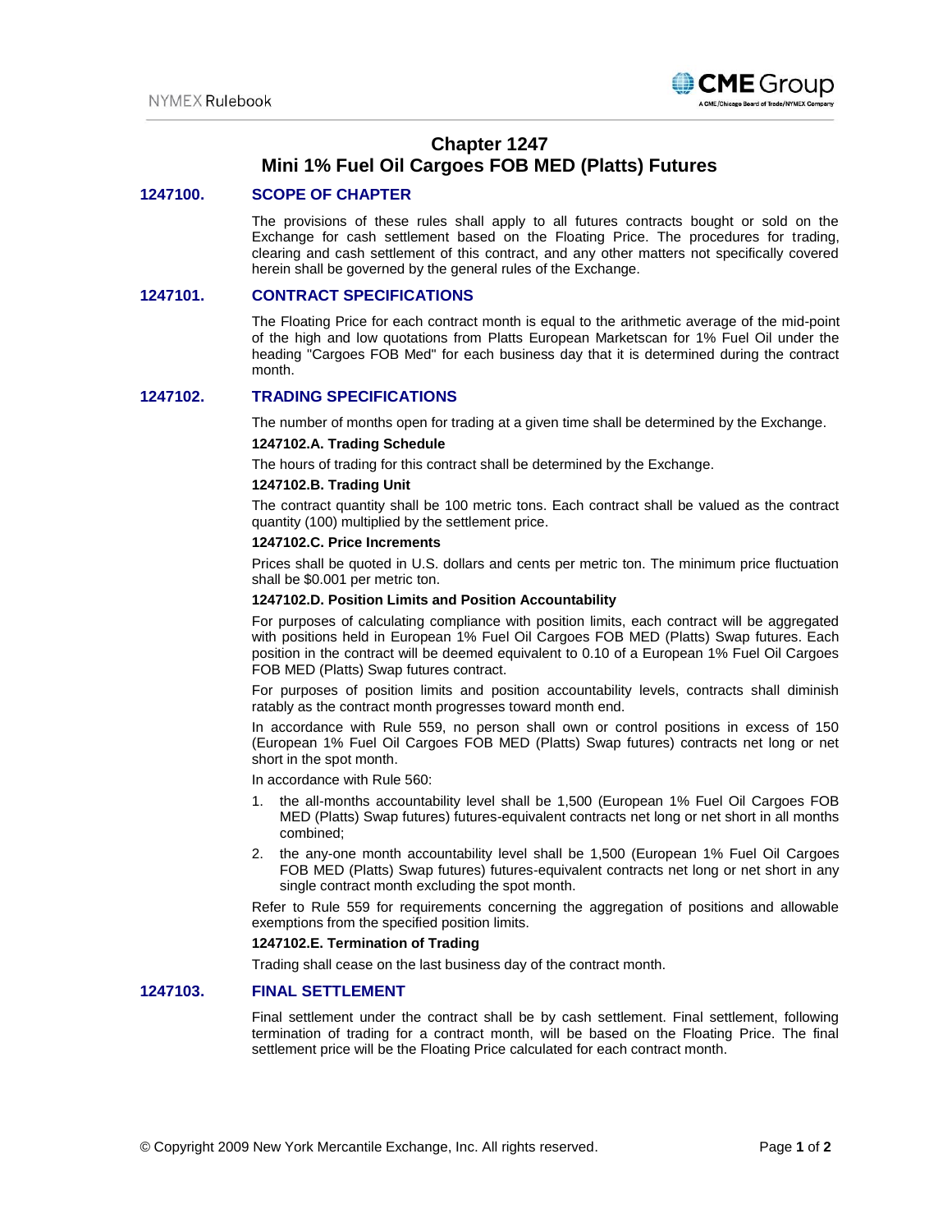# Chapter 1247
# Mini 1% Fuel Oil Cargoes FOB MED (Platts) Futures

## 1247100. SCOPE OF CHAPTER

The provisions of these rules shall apply to all futures contracts bought or sold on the Exchange for cash settlement based on the Floating Price. The procedures for trading, clearing and cash settlement of this contract, and any other matters not specifically covered herein shall be governed by the general rules of the Exchange.

## 1247101. CONTRACT SPECIFICATIONS

The Floating Price for each contract month is equal to the arithmetic average of the mid-point of the high and low quotations from Platts European Marketscan for 1% Fuel Oil under the heading "Cargoes FOB Med" for each business day that it is determined during the contract month.

## 1247102. TRADING SPECIFICATIONS

The number of months open for trading at a given time shall be determined by the Exchange.

### 1247102.A. Trading Schedule

The hours of trading for this contract shall be determined by the Exchange.

### 1247102.B. Trading Unit

The contract quantity shall be 100 metric tons. Each contract shall be valued as the contract quantity (100) multiplied by the settlement price.

### 1247102.C. Price Increments

Prices shall be quoted in U.S. dollars and cents per metric ton. The minimum price fluctuation shall be $0.001 per metric ton.

### 1247102.D. Position Limits and Position Accountability

For purposes of calculating compliance with position limits, each contract will be aggregated with positions held in European 1% Fuel Oil Cargoes FOB MED (Platts) Swap futures. Each position in the contract will be deemed equivalent to 0.10 of a European 1% Fuel Oil Cargoes FOB MED (Platts) Swap futures contract.

For purposes of position limits and position accountability levels, contracts shall diminish ratably as the contract month progresses toward month end.

In accordance with Rule 559, no person shall own or control positions in excess of 150 (European 1% Fuel Oil Cargoes FOB MED (Platts) Swap futures) contracts net long or net short in the spot month.

In accordance with Rule 560:

1. the all-months accountability level shall be 1,500 (European 1% Fuel Oil Cargoes FOB MED (Platts) Swap futures) futures-equivalent contracts net long or net short in all months combined;
2. the any-one month accountability level shall be 1,500 (European 1% Fuel Oil Cargoes FOB MED (Platts) Swap futures) futures-equivalent contracts net long or net short in any single contract month excluding the spot month.

Refer to Rule 559 for requirements concerning the aggregation of positions and allowable exemptions from the specified position limits.

### 1247102.E. Termination of Trading

Trading shall cease on the last business day of the contract month.

## 1247103. FINAL SETTLEMENT

Final settlement under the contract shall be by cash settlement. Final settlement, following termination of trading for a contract month, will be based on the Floating Price. The final settlement price will be the Floating Price calculated for each contract month.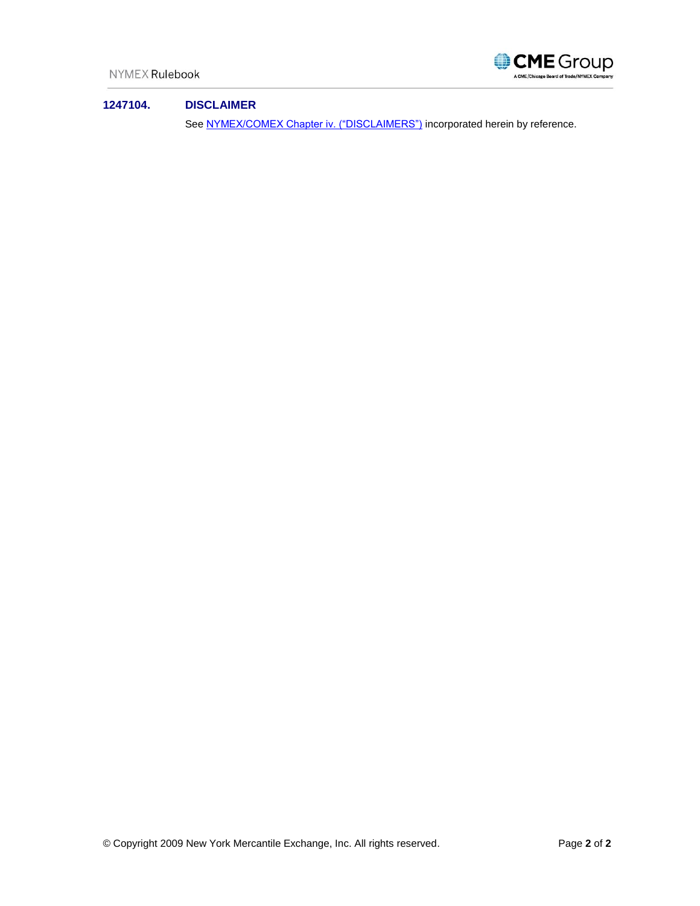### 1247104. DISCLAIMER

See NYMEX/COMEX Chapter iv. (“DISCLAIMERS”) incorporated herein by reference.